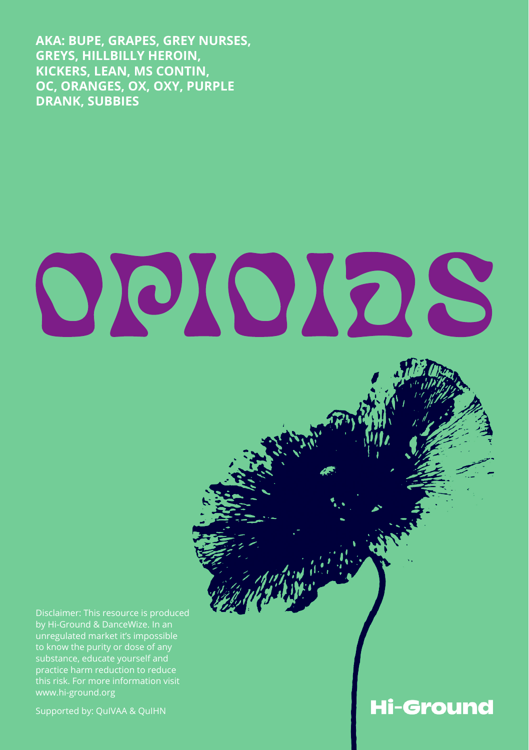**AKA: BUPE, GRAPES, GREY NURSES, GREYS, HILLBILLY HEROIN, KICKERS, LEAN, MS CONTIN, OC, ORANGES, OX, OXY, PURPLE DRANK, SUBBIES**

# OPIOIDS

Disclaimer: This resource is produced by Hi-Ground & DanceWize. In an unregulated market it's impossible to know the purity or dose of any substance, educate yourself and practice harm reduction to reduce this risk. For more information visit www.hi-ground.org

Supported by: QuIVAA & QuIHN

Hi-Ground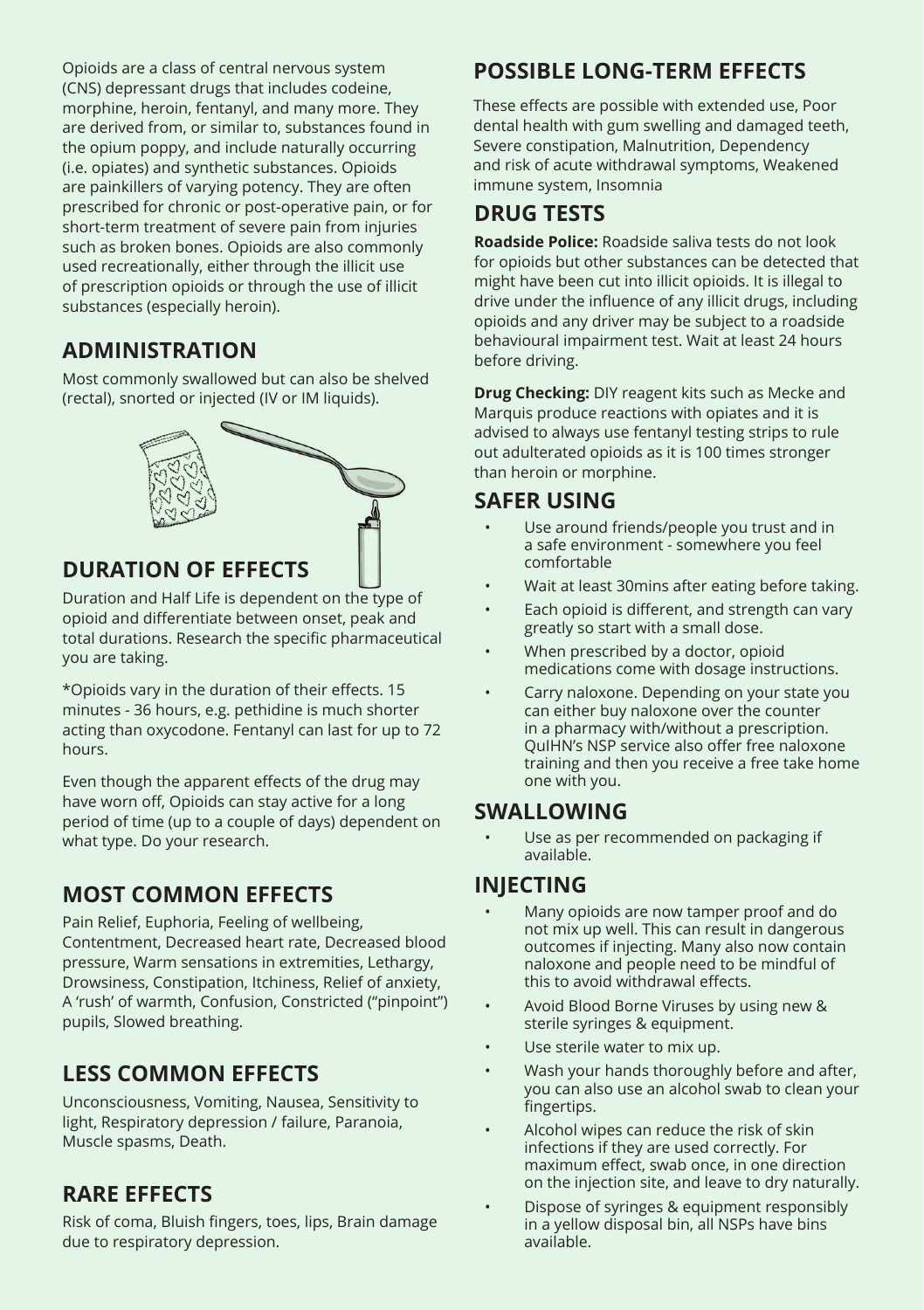Opioids are a class of central nervous system (CNS) depressant drugs that includes codeine, morphine, heroin, fentanyl, and many more. They are derived from, or similar to, substances found in the opium poppy, and include naturally occurring (i.e. opiates) and synthetic substances. Opioids are painkillers of varying potency. They are often prescribed for chronic or post-operative pain, or for short-term treatment of severe pain from injuries such as broken bones. Opioids are also commonly used recreationally, either through the illicit use of prescription opioids or through the use of illicit substances (especially heroin).

## ADMINISTRATION

Most commonly swallowed but can also be shelved (rectal), snorted or injected (IV or IM liquids).

## DURATION OF EFFECTS

Duration and Half Life is dependent on the type of opioid and differentiate between onset, peak and total durations. Research the specific pharmaceutical you are taking.

*Opioids vary in the duration of their effects. 15 minutes - 36 hours, e.g. pethidine is much shorter acting than oxycodone. Fentanyl can last for up to 72 hours.

Even though the apparent effects of the drug may have worn off, Opioids can stay active for a long period of time (up to a couple of days) dependent on what type. Do your research.

## MOST COMMON EFFECTS

Pain Relief, Euphoria, Feeling of wellbeing, Contentment, Decreased heart rate, Decreased blood pressure, Warm sensations in extremities, Lethargy, Drowsiness, Constipation, Itchiness, Relief of anxiety, A 'rush' of warmth, Confusion, Constricted ("pinpoint") pupils, Slowed breathing.

## LESS COMMON EFFECTS

Unconsciousness, Vomiting, Nausea, Sensitivity to light, Respiratory depression / failure, Paranoia, Muscle spasms, Death.

## RARE EFFECTS

Risk of coma, Bluish fingers, toes, lips, Brain damage due to respiratory depression.

## POSSIBLE LONG-TERM EFFECTS

These effects are possible with extended use, Poor dental health with gum swelling and damaged teeth, Severe constipation, Malnutrition, Dependency and risk of acute withdrawal symptoms, Weakened immune system, Insomnia

## DRUG TESTS

**Roadside Police:** Roadside saliva tests do not look for opioids but other substances can be detected that might have been cut into illicit opioids. It is illegal to drive under the influence of any illicit drugs, including opioids and any driver may be subject to a roadside behavioural impairment test. Wait at least 24 hours before driving.

**Drug Checking:** DIY reagent kits such as Mecke and Marquis produce reactions with opiates and it is advised to always use fentanyl testing strips to rule out adulterated opioids as it is 100 times stronger than heroin or morphine.

## SAFER USING

- Use around friends/people you trust and in a safe environment - somewhere you feel comfortable
- Wait at least 30mins after eating before taking.
- Each opioid is different, and strength can vary greatly so start with a small dose.
- When prescribed by a doctor, opioid medications come with dosage instructions.
- Carry naloxone. Depending on your state you can either buy naloxone over the counter in a pharmacy with/without a prescription. QuIHN's NSP service also offer free naloxone training and then you receive a free take home one with you.

## SWALLOWING

- Use as per recommended on packaging if available.

## INJECTING

- Many opioids are now tamper proof and do not mix up well. This can result in dangerous outcomes if injecting. Many also now contain naloxone and people need to be mindful of this to avoid withdrawal effects.
- Avoid Blood Borne Viruses by using new & sterile syringes & equipment.
- Use sterile water to mix up.
- Wash your hands thoroughly before and after, you can also use an alcohol swab to clean your fingertips.
- Alcohol wipes can reduce the risk of skin infections if they are used correctly. For maximum effect, swab once, in one direction on the injection site, and leave to dry naturally.
- Dispose of syringes & equipment responsibly in a yellow disposal bin, all NSPs have bins available.